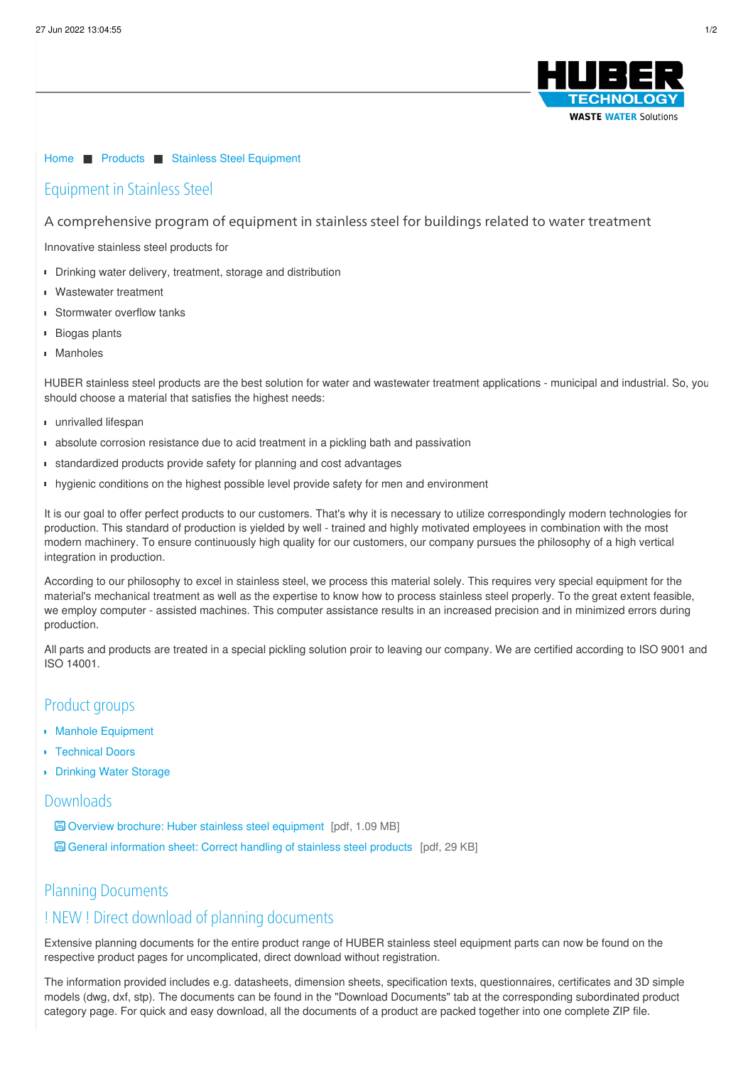Home ■ Products ■ Stainless Steel Equipment

# Equipment in Stainless Steel

## A comprehensive program of equipment in stainless steel for buildings related to water treatment

Innovative stainless steel products for

- Drinking water delivery, treatment, storage and distribution
- Wastewater treatment
- Stormwater overflow tanks
- Biogas plants
- Manholes

HUBER stainless steel products are the best solution for water and wastewater treatment applications - municipal and industrial. So, you should choose a material that satisfies the highest needs:

- unrivalled lifespan
- absolute corrosion resistance due to acid treatment in a pickling bath and passivation
- standardized products provide safety for planning and cost advantages
- hygienic conditions on the highest possible level provide safety for men and environment

It is our goal to offer perfect products to our customers. That's why it is necessary to utilize correspondingly modern technologies for production. This standard of production is yielded by well - trained and highly motivated employees in combination with the most modern machinery. To ensure continuously high quality for our customers, our company pursues the philosophy of a high vertical integration in production.

According to our philosophy to excel in stainless steel, we process this material solely. This requires very special equipment for the material's mechanical treatment as well as the expertise to know how to process stainless steel properly. To the great extent feasible, we employ computer - assisted machines. This computer assistance results in an increased precision and in minimized errors during production.

All parts and products are treated in a special pickling solution proir to leaving our company. We are certified according to ISO 9001 and ISO 14001.

## Product groups

- Manhole Equipment
- Technical Doors
- Drinking Water Storage

## Downloads

- Overview brochure: Huber stainless steel equipment [pdf, 1.09 MB]
- General information sheet: Correct handling of stainless steel products [pdf, 29 KB]

## Planning Documents

## ! NEW ! Direct download of planning documents

Extensive planning documents for the entire product range of HUBER stainless steel equipment parts can now be found on the respective product pages for uncomplicated, direct download without registration.

The information provided includes e.g. datasheets, dimension sheets, specification texts, questionnaires, certificates and 3D simple models (dwg, dxf, stp). The documents can be found in the "Download Documents" tab at the corresponding subordinated product category page. For quick and easy download, all the documents of a product are packed together into one complete ZIP file.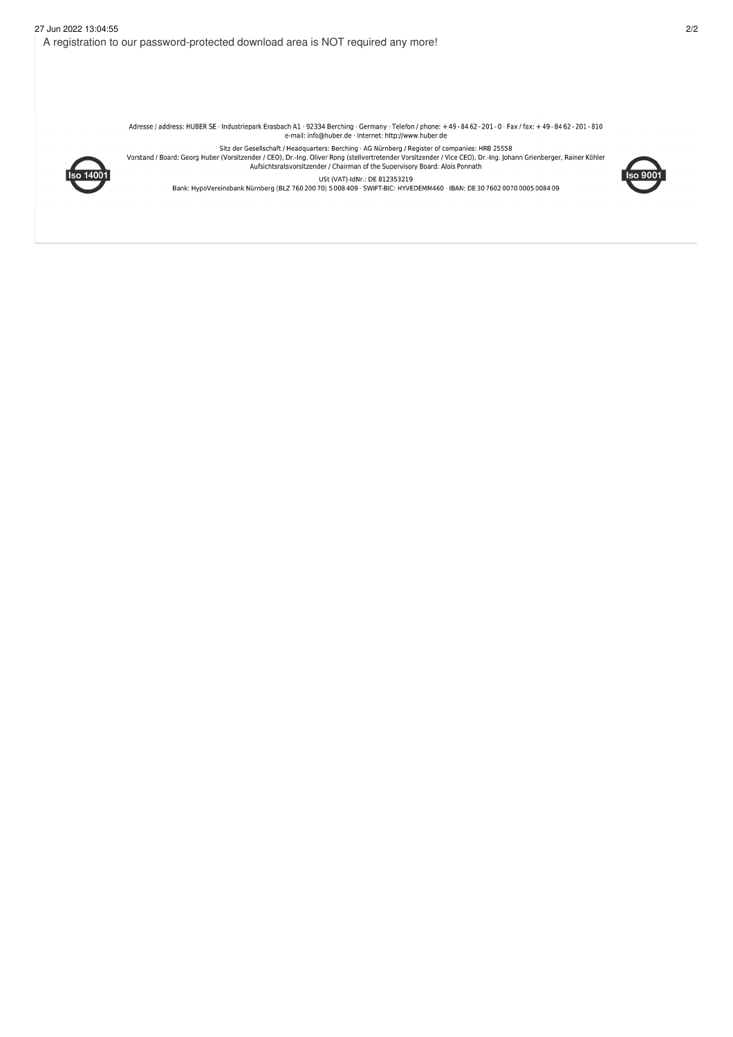A registration to our password-protected download area is NOT required any more!

Adresse / address: HUBER SE · Industriepark Erasbach A1 · 92334 Berching · Germany · Telefon / phone: + 49 - 84 62 - 201 - 0 · Fax / fax: + 49 - 84 62 - 201 - 810
e-mail: info@huber.de · Internet: http://www.huber.de

Sitz der Gesellschaft / Headquarters: Berching · AG Nürnberg / Register of companies: HRB 25558
Vorstand / Board: Georg Huber (Vorsitzender / CEO), Dr.-Ing. Oliver Rong (stellvertretender Vorsitzender / Vice CEO), Dr.-Ing. Johann Grienberger, Rainer Köhler
Aufsichtsratsvorsitzender / Chairman of the Supervisory Board: Alois Ponnath

USt (VAT)-IdNr.: DE 812353219
Bank: HypoVereinsbank Nürnberg (BLZ 760 200 70) 5 008 409 · SWIFT-BIC: HYVEDEMM460 · IBAN: DE 30 7602 0070 0005 0084 09

Iso 14001

Iso 9001